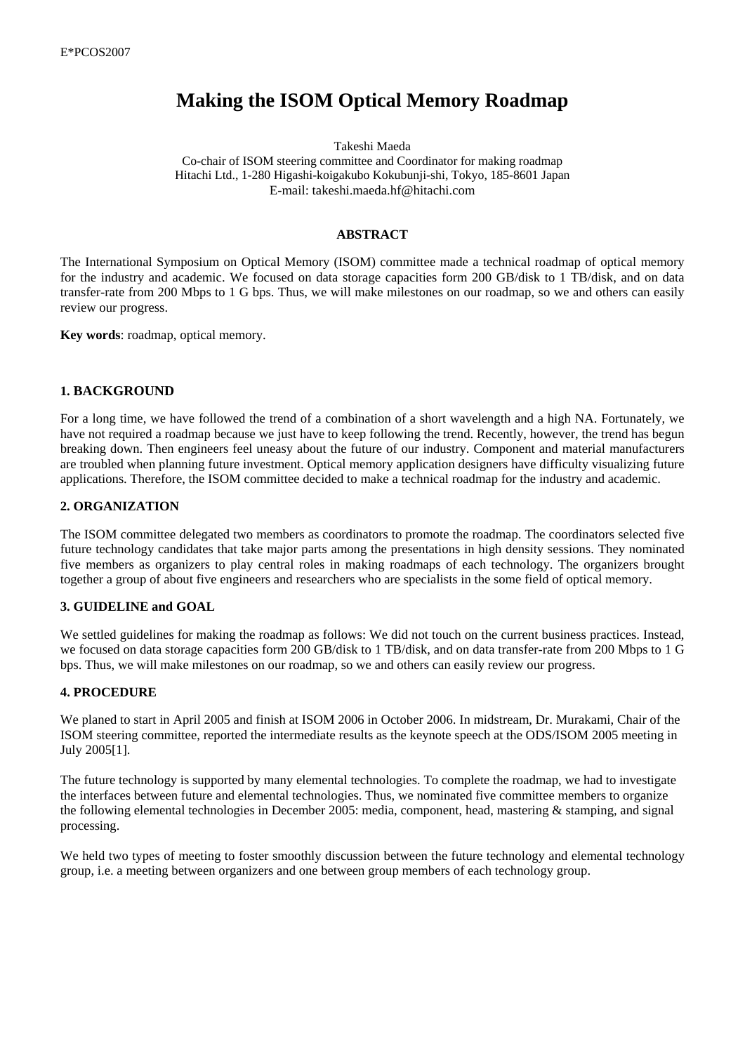# Making the ISOM Optical Memory Roadmap

Takeshi Maeda
Co-chair of ISOM steering committee and Coordinator for making roadmap
Hitachi Ltd., 1-280 Higashi-koigakubo Kokubunji-shi, Tokyo, 185-8601 Japan
E-mail: takeshi.maeda.hf@hitachi.com

## ABSTRACT

The International Symposium on Optical Memory (ISOM) committee made a technical roadmap of optical memory for the industry and academic. We focused on data storage capacities form 200 GB/disk to 1 TB/disk, and on data transfer-rate from 200 Mbps to 1 G bps. Thus, we will make milestones on our roadmap, so we and others can easily review our progress.

**Key words**: roadmap, optical memory.

## 1. BACKGROUND

For a long time, we have followed the trend of a combination of a short wavelength and a high NA. Fortunately, we have not required a roadmap because we just have to keep following the trend. Recently, however, the trend has begun breaking down. Then engineers feel uneasy about the future of our industry. Component and material manufacturers are troubled when planning future investment. Optical memory application designers have difficulty visualizing future applications. Therefore, the ISOM committee decided to make a technical roadmap for the industry and academic.

## 2. ORGANIZATION

The ISOM committee delegated two members as coordinators to promote the roadmap. The coordinators selected five future technology candidates that take major parts among the presentations in high density sessions. They nominated five members as organizers to play central roles in making roadmaps of each technology. The organizers brought together a group of about five engineers and researchers who are specialists in the some field of optical memory.

## 3. GUIDELINE and GOAL

We settled guidelines for making the roadmap as follows: We did not touch on the current business practices. Instead, we focused on data storage capacities form 200 GB/disk to 1 TB/disk, and on data transfer-rate from 200 Mbps to 1 G bps. Thus, we will make milestones on our roadmap, so we and others can easily review our progress.

## 4. PROCEDURE

We planed to start in April 2005 and finish at ISOM 2006 in October 2006. In midstream, Dr. Murakami, Chair of the ISOM steering committee, reported the intermediate results as the keynote speech at the ODS/ISOM 2005 meeting in July 2005[1].

The future technology is supported by many elemental technologies. To complete the roadmap, we had to investigate the interfaces between future and elemental technologies. Thus, we nominated five committee members to organize the following elemental technologies in December 2005: media, component, head, mastering & stamping, and signal processing.

We held two types of meeting to foster smoothly discussion between the future technology and elemental technology group, i.e. a meeting between organizers and one between group members of each technology group.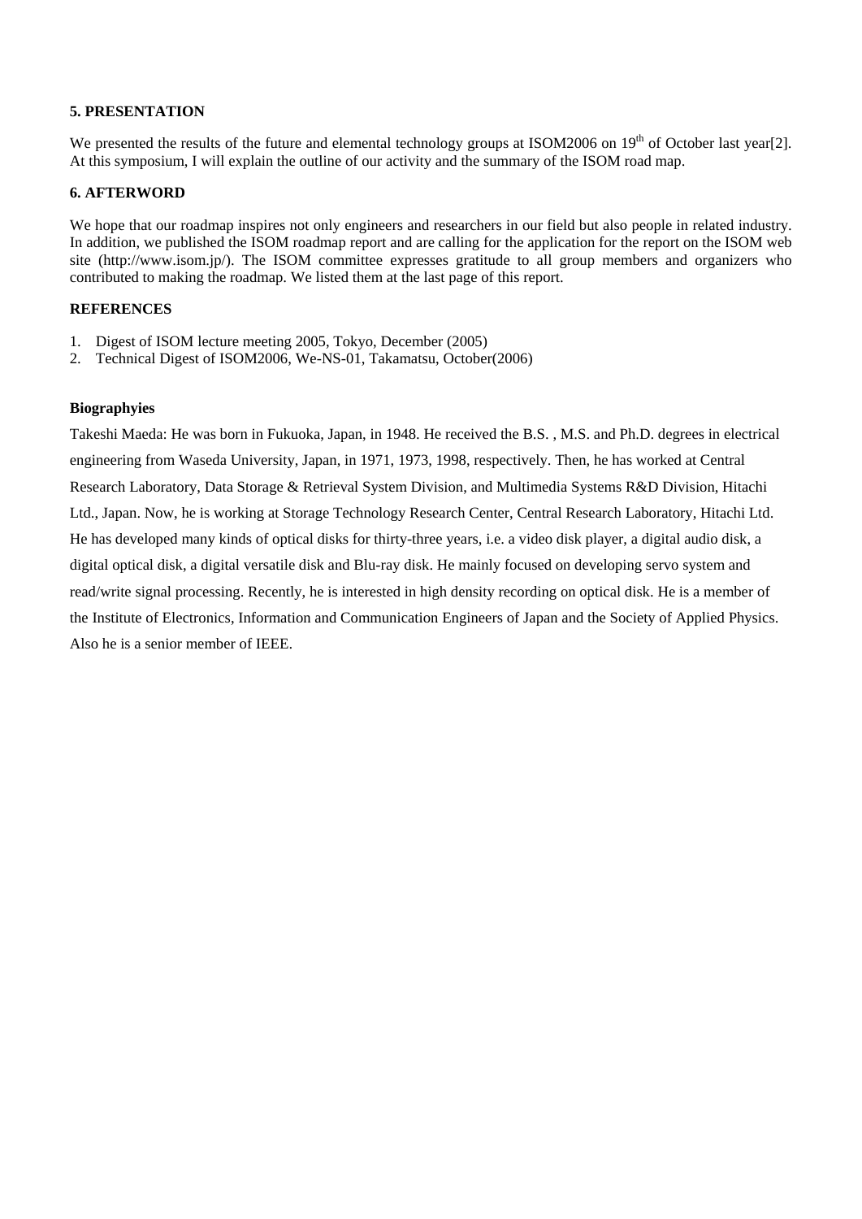## 5. PRESENTATION

We presented the results of the future and elemental technology groups at ISOM2006 on 19th of October last year[2]. At this symposium, I will explain the outline of our activity and the summary of the ISOM road map.

## 6. AFTERWORD

We hope that our roadmap inspires not only engineers and researchers in our field but also people in related industry. In addition, we published the ISOM roadmap report and are calling for the application for the report on the ISOM web site (http://www.isom.jp/). The ISOM committee expresses gratitude to all group members and organizers who contributed to making the roadmap. We listed them at the last page of this report.

## REFERENCES

1. Digest of ISOM lecture meeting 2005, Tokyo, December (2005)
2. Technical Digest of ISOM2006, We-NS-01, Takamatsu, October(2006)

### Biographyies

Takeshi Maeda: He was born in Fukuoka, Japan, in 1948. He received the B.S. , M.S. and Ph.D. degrees in electrical engineering from Waseda University, Japan, in 1971, 1973, 1998, respectively. Then, he has worked at Central Research Laboratory, Data Storage & Retrieval System Division, and Multimedia Systems R&D Division, Hitachi Ltd., Japan. Now, he is working at Storage Technology Research Center, Central Research Laboratory, Hitachi Ltd. He has developed many kinds of optical disks for thirty-three years, i.e. a video disk player, a digital audio disk, a digital optical disk, a digital versatile disk and Blu-ray disk. He mainly focused on developing servo system and read/write signal processing. Recently, he is interested in high density recording on optical disk. He is a member of the Institute of Electronics, Information and Communication Engineers of Japan and the Society of Applied Physics. Also he is a senior member of IEEE.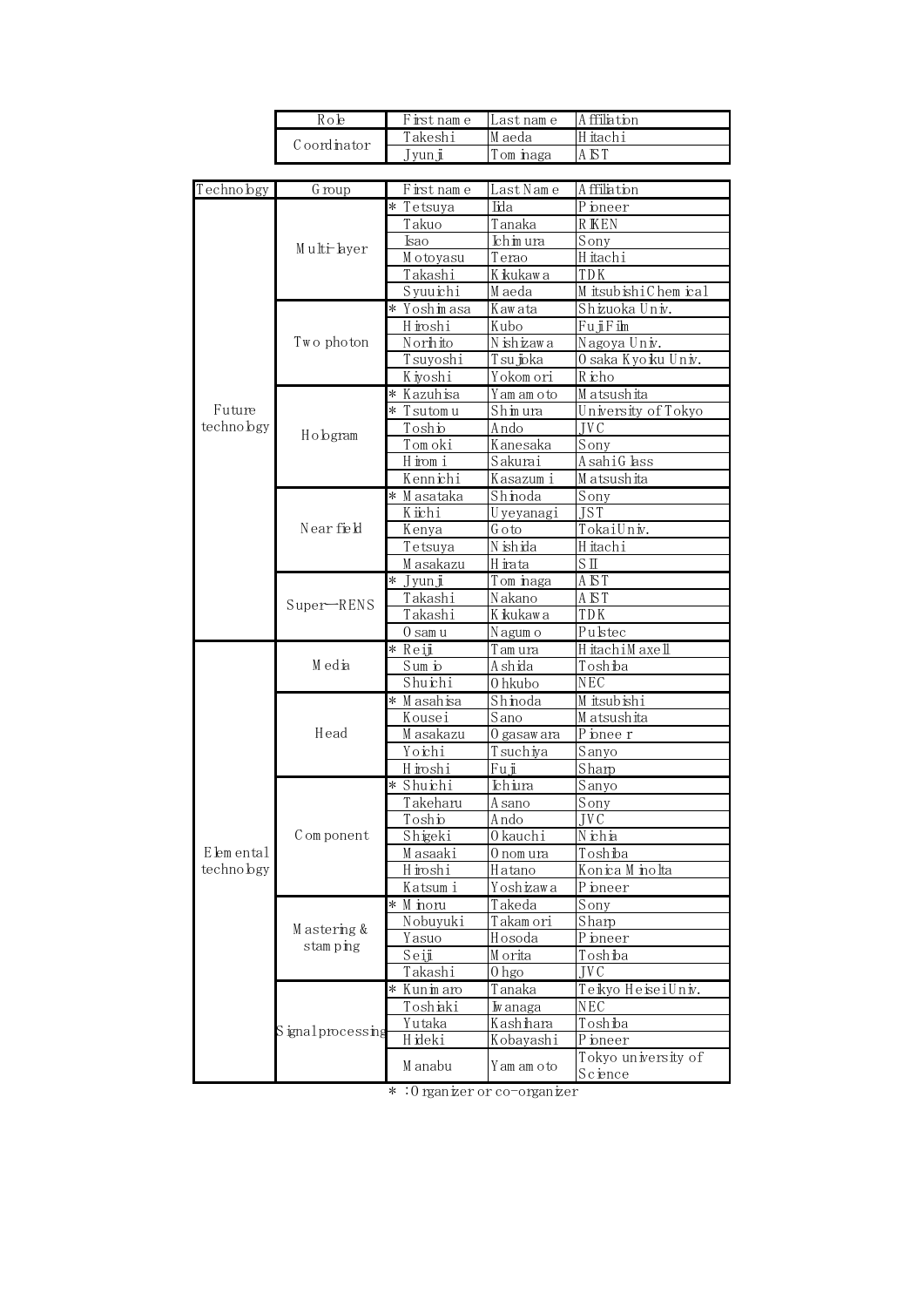| Role | First name | Last name | Affiliation |
|---|---|---|---|
| Coordinator | Takeshi | Maeda | Hitachi |
| | Jyunji | Tominaga | AIST |

| Technology | Group | First name | Last Name | Affiliation |
|---|---|---|---|---|
| Future technology | Multi-layer | * Tetsuya | Iida | Pioneer |
| | | Takuo | Tanaka | RIKEN |
| | | Isao | Ichimura | Sony |
| | | Motoyasu | Terao | Hitachi |
| | | Takashi | Kikukawa | TDK |
| | | Syuuichi | Maeda | Mitsubishi Chemical |
| | Two photon | * Yoshimasa | Kawata | Shizuoka Univ. |
| | | Hiroshi | Kubo | FujiFilm |
| | | Norihito | Nishizawa | Nagoya Univ. |
| | | Tsuyoshi | Tsujioka | Osaka Kyoiku Univ. |
| | | Kiyoshi | Yokomori | Richo |
| | Hologram | * Kazuhisa | Yamamoto | Matsushita |
| | | * Tsutomu | Shimura | University of Tokyo |
| | | Toshio | Ando | JVC |
| | | Tomoki | Kanesaka | Sony |
| | | Hiromi | Sakurai | Asahi Glass |
| | | Kennichi | Kasazumi | Matsushita |
| | Near field | * Masataka | Shinoda | Sony |
| | | Kiichi | Uyeyanagi | JST |
| | | Kenya | Goto | Tokai Univ. |
| | | Tetsuya | Nishida | Hitachi |
| | | Masakazu | Hirata | SII |
| | Super—RENS | * Jyunji | Tominaga | AIST |
| | | Takashi | Nakano | AIST |
| | | Takashi | Kikukawa | TDK |
| | | Osamu | Nagumo | Pulstec |
| Elemental technology | Media | * Reiji | Tamura | Hitachi Maxell |
| | | Sumio | Ashida | Toshiba |
| | | Shuichi | Ohkubo | NEC |
| | Head | * Masahisa | Shinoda | Mitsubishi |
| | | Kousei | Sano | Matsushita |
| | | Masakazu | Ogasawara | Pioneer |
| | | Yoichi | Tsuchiya | Sanyo |
| | | Hiroshi | Fuji | Sharp |
| | Component | * Shuichi | Ichiura | Sanyo |
| | | Takeharu | Asano | Sony |
| | | Toshio | Ando | JVC |
| | | Shigeki | Okauchi | Nichia |
| | | Masaaki | Onomura | Toshiba |
| | | Hiroshi | Hatano | Konica Minolta |
| | | Katsumi | Yoshizawa | Pioneer |
| | Mastering & stamping | * Minoru | Takeda | Sony |
| | | Nobuyuki | Takamori | Sharp |
| | | Yasuo | Hosoda | Pioneer |
| | | Seiji | Morita | Toshiba |
| | | Takashi | Ohgo | JVC |
| | Signal processing | * Kunimaro | Tanaka | Teikyo Heisei Univ. |
| | | Toshiaki | Iwanaga | NEC |
| | | Yutaka | Kashihara | Toshiba |
| | | Hideki | Kobayashi | Pioneer |
| | | Manabu | Yamamoto | Tokyo university of Science |

* : Organizer or co-organizer